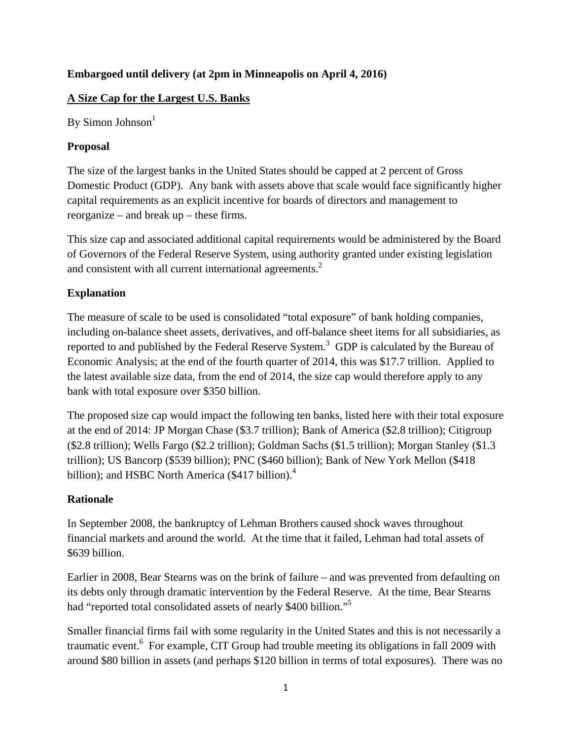**Embargoed until delivery (at 2pm in Minneapolis on April 4, 2016)**

# A Size Cap for the Largest U.S. Banks

By Simon Johnson[1]

## Proposal

The size of the largest banks in the United States should be capped at 2 percent of Gross Domestic Product (GDP). Any bank with assets above that scale would face significantly higher capital requirements as an explicit incentive for boards of directors and management to reorganize – and break up – these firms.

This size cap and associated additional capital requirements would be administered by the Board of Governors of the Federal Reserve System, using authority granted under existing legislation and consistent with all current international agreements.[2]

## Explanation

The measure of scale to be used is consolidated "total exposure" of bank holding companies, including on-balance sheet assets, derivatives, and off-balance sheet items for all subsidiaries, as reported to and published by the Federal Reserve System.[3] GDP is calculated by the Bureau of Economic Analysis; at the end of the fourth quarter of 2014, this was $17.7 trillion. Applied to the latest available size data, from the end of 2014, the size cap would therefore apply to any bank with total exposure over $350 billion.

The proposed size cap would impact the following ten banks, listed here with their total exposure at the end of 2014: JP Morgan Chase ($3.7 trillion); Bank of America ($2.8 trillion); Citigroup ($2.8 trillion); Wells Fargo ($2.2 trillion); Goldman Sachs ($1.5 trillion); Morgan Stanley ($1.3 trillion); US Bancorp ($539 billion); PNC ($460 billion); Bank of New York Mellon ($418 billion); and HSBC North America ($417 billion).[4]

## Rationale

In September 2008, the bankruptcy of Lehman Brothers caused shock waves throughout financial markets and around the world. At the time that it failed, Lehman had total assets of $639 billion.

Earlier in 2008, Bear Stearns was on the brink of failure – and was prevented from defaulting on its debts only through dramatic intervention by the Federal Reserve. At the time, Bear Stearns had "reported total consolidated assets of nearly $400 billion."[5]

Smaller financial firms fail with some regularity in the United States and this is not necessarily a traumatic event.[6] For example, CIT Group had trouble meeting its obligations in fall 2009 with around $80 billion in assets (and perhaps $120 billion in terms of total exposures). There was no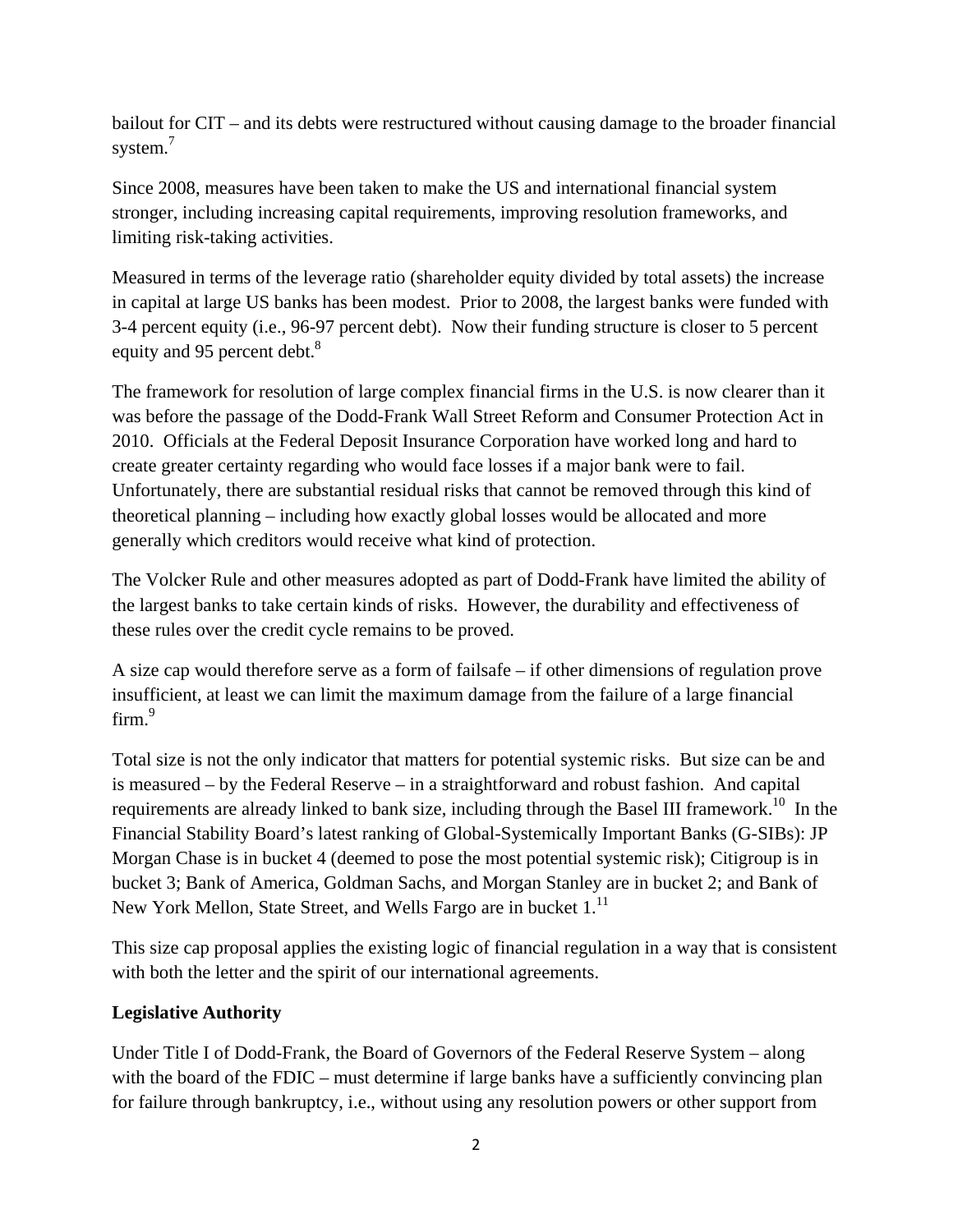bailout for CIT – and its debts were restructured without causing damage to the broader financial system.[7]

Since 2008, measures have been taken to make the US and international financial system stronger, including increasing capital requirements, improving resolution frameworks, and limiting risk-taking activities.

Measured in terms of the leverage ratio (shareholder equity divided by total assets) the increase in capital at large US banks has been modest. Prior to 2008, the largest banks were funded with 3-4 percent equity (i.e., 96-97 percent debt). Now their funding structure is closer to 5 percent equity and 95 percent debt.[8]

The framework for resolution of large complex financial firms in the U.S. is now clearer than it was before the passage of the Dodd-Frank Wall Street Reform and Consumer Protection Act in 2010. Officials at the Federal Deposit Insurance Corporation have worked long and hard to create greater certainty regarding who would face losses if a major bank were to fail. Unfortunately, there are substantial residual risks that cannot be removed through this kind of theoretical planning – including how exactly global losses would be allocated and more generally which creditors would receive what kind of protection.

The Volcker Rule and other measures adopted as part of Dodd-Frank have limited the ability of the largest banks to take certain kinds of risks. However, the durability and effectiveness of these rules over the credit cycle remains to be proved.

A size cap would therefore serve as a form of failsafe – if other dimensions of regulation prove insufficient, at least we can limit the maximum damage from the failure of a large financial firm.[9]

Total size is not the only indicator that matters for potential systemic risks. But size can be and is measured – by the Federal Reserve – in a straightforward and robust fashion. And capital requirements are already linked to bank size, including through the Basel III framework.[10] In the Financial Stability Board's latest ranking of Global-Systemically Important Banks (G-SIBs): JP Morgan Chase is in bucket 4 (deemed to pose the most potential systemic risk); Citigroup is in bucket 3; Bank of America, Goldman Sachs, and Morgan Stanley are in bucket 2; and Bank of New York Mellon, State Street, and Wells Fargo are in bucket 1.[11]

This size cap proposal applies the existing logic of financial regulation in a way that is consistent with both the letter and the spirit of our international agreements.

**Legislative Authority**

Under Title I of Dodd-Frank, the Board of Governors of the Federal Reserve System – along with the board of the FDIC – must determine if large banks have a sufficiently convincing plan for failure through bankruptcy, i.e., without using any resolution powers or other support from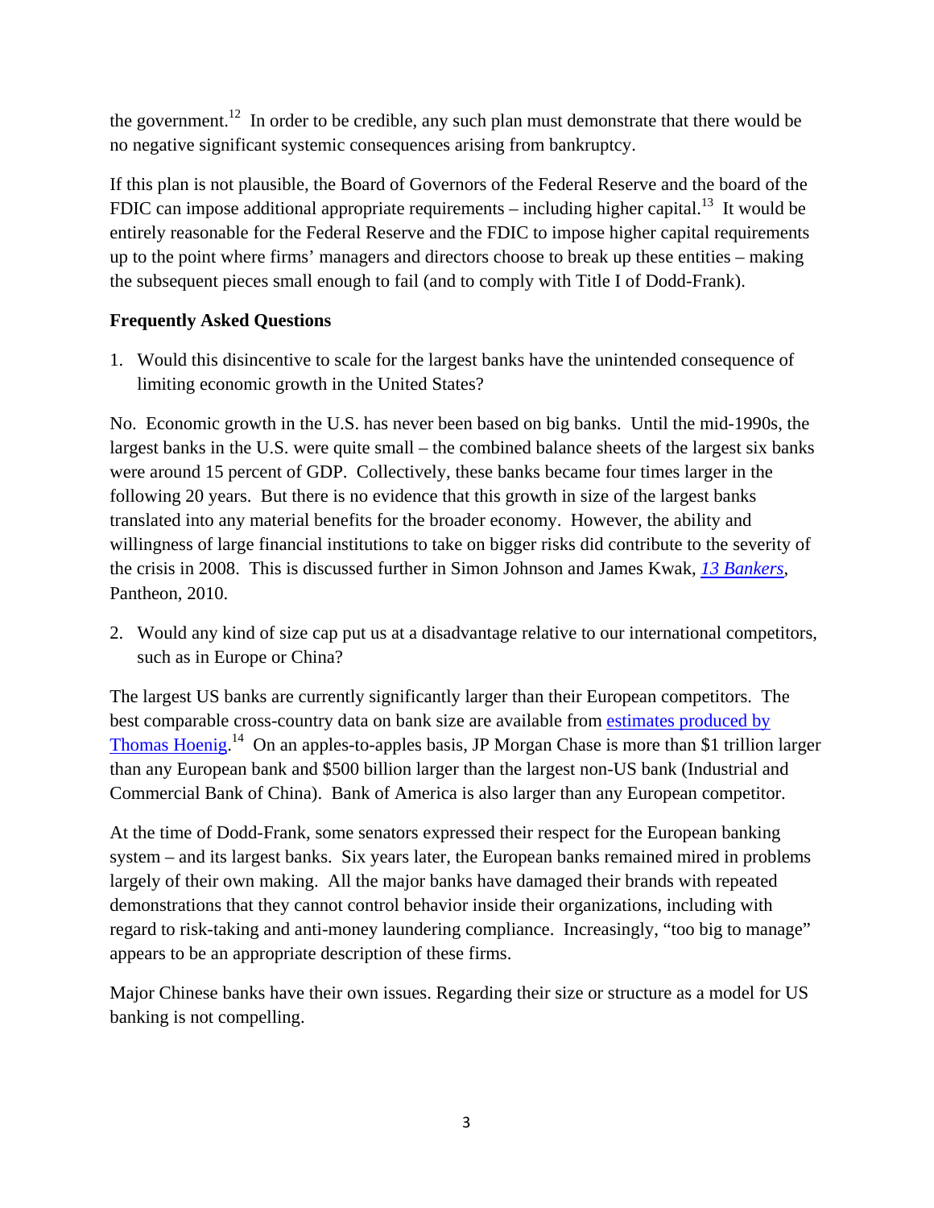the government.[12] In order to be credible, any such plan must demonstrate that there would be no negative significant systemic consequences arising from bankruptcy.

If this plan is not plausible, the Board of Governors of the Federal Reserve and the board of the FDIC can impose additional appropriate requirements – including higher capital.[13] It would be entirely reasonable for the Federal Reserve and the FDIC to impose higher capital requirements up to the point where firms' managers and directors choose to break up these entities – making the subsequent pieces small enough to fail (and to comply with Title I of Dodd-Frank).

**Frequently Asked Questions**

1. Would this disincentive to scale for the largest banks have the unintended consequence of limiting economic growth in the United States?

No. Economic growth in the U.S. has never been based on big banks. Until the mid-1990s, the largest banks in the U.S. were quite small – the combined balance sheets of the largest six banks were around 15 percent of GDP. Collectively, these banks became four times larger in the following 20 years. But there is no evidence that this growth in size of the largest banks translated into any material benefits for the broader economy. However, the ability and willingness of large financial institutions to take on bigger risks did contribute to the severity of the crisis in 2008. This is discussed further in Simon Johnson and James Kwak, *13 Bankers*, Pantheon, 2010.

2. Would any kind of size cap put us at a disadvantage relative to our international competitors, such as in Europe or China?

The largest US banks are currently significantly larger than their European competitors. The best comparable cross-country data on bank size are available from estimates produced by Thomas Hoenig.[14] On an apples-to-apples basis, JP Morgan Chase is more than $1 trillion larger than any European bank and $500 billion larger than the largest non-US bank (Industrial and Commercial Bank of China). Bank of America is also larger than any European competitor.

At the time of Dodd-Frank, some senators expressed their respect for the European banking system – and its largest banks. Six years later, the European banks remained mired in problems largely of their own making. All the major banks have damaged their brands with repeated demonstrations that they cannot control behavior inside their organizations, including with regard to risk-taking and anti-money laundering compliance. Increasingly, "too big to manage" appears to be an appropriate description of these firms.

Major Chinese banks have their own issues. Regarding their size or structure as a model for US banking is not compelling.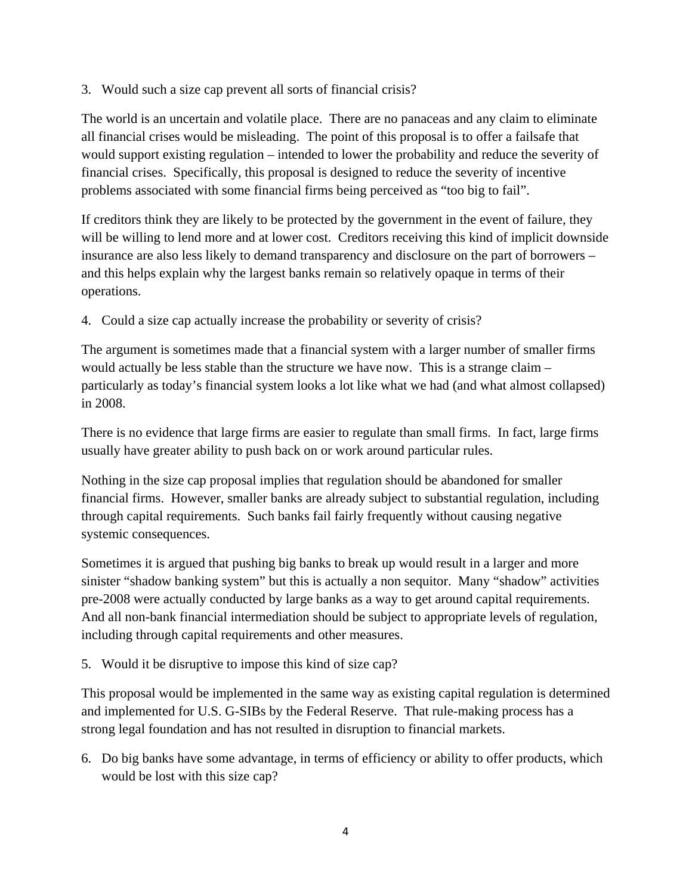3. Would such a size cap prevent all sorts of financial crisis?

The world is an uncertain and volatile place. There are no panaceas and any claim to eliminate all financial crises would be misleading. The point of this proposal is to offer a failsafe that would support existing regulation – intended to lower the probability and reduce the severity of financial crises. Specifically, this proposal is designed to reduce the severity of incentive problems associated with some financial firms being perceived as "too big to fail".

If creditors think they are likely to be protected by the government in the event of failure, they will be willing to lend more and at lower cost. Creditors receiving this kind of implicit downside insurance are also less likely to demand transparency and disclosure on the part of borrowers – and this helps explain why the largest banks remain so relatively opaque in terms of their operations.

4. Could a size cap actually increase the probability or severity of crisis?

The argument is sometimes made that a financial system with a larger number of smaller firms would actually be less stable than the structure we have now. This is a strange claim – particularly as today's financial system looks a lot like what we had (and what almost collapsed) in 2008.

There is no evidence that large firms are easier to regulate than small firms. In fact, large firms usually have greater ability to push back on or work around particular rules.

Nothing in the size cap proposal implies that regulation should be abandoned for smaller financial firms. However, smaller banks are already subject to substantial regulation, including through capital requirements. Such banks fail fairly frequently without causing negative systemic consequences.

Sometimes it is argued that pushing big banks to break up would result in a larger and more sinister "shadow banking system" but this is actually a non sequitor. Many "shadow" activities pre-2008 were actually conducted by large banks as a way to get around capital requirements. And all non-bank financial intermediation should be subject to appropriate levels of regulation, including through capital requirements and other measures.

5. Would it be disruptive to impose this kind of size cap?

This proposal would be implemented in the same way as existing capital regulation is determined and implemented for U.S. G-SIBs by the Federal Reserve. That rule-making process has a strong legal foundation and has not resulted in disruption to financial markets.

6. Do big banks have some advantage, in terms of efficiency or ability to offer products, which would be lost with this size cap?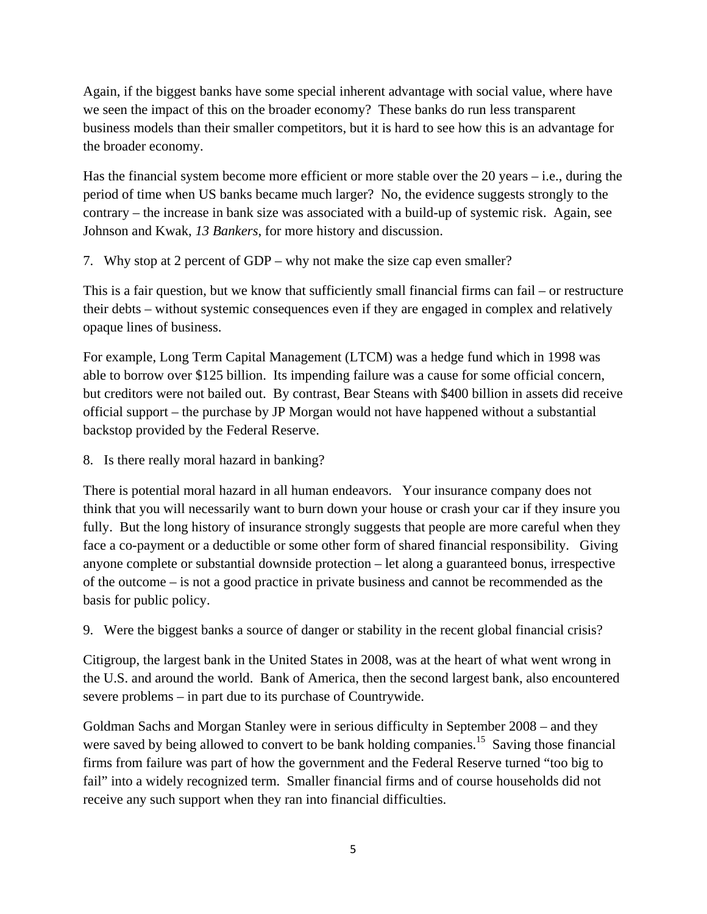Again, if the biggest banks have some special inherent advantage with social value, where have we seen the impact of this on the broader economy? These banks do run less transparent business models than their smaller competitors, but it is hard to see how this is an advantage for the broader economy.

Has the financial system become more efficient or more stable over the 20 years – i.e., during the period of time when US banks became much larger? No, the evidence suggests strongly to the contrary – the increase in bank size was associated with a build-up of systemic risk. Again, see Johnson and Kwak, *13 Bankers*, for more history and discussion.

7. Why stop at 2 percent of GDP – why not make the size cap even smaller?

This is a fair question, but we know that sufficiently small financial firms can fail – or restructure their debts – without systemic consequences even if they are engaged in complex and relatively opaque lines of business.

For example, Long Term Capital Management (LTCM) was a hedge fund which in 1998 was able to borrow over $125 billion. Its impending failure was a cause for some official concern, but creditors were not bailed out. By contrast, Bear Steans with $400 billion in assets did receive official support – the purchase by JP Morgan would not have happened without a substantial backstop provided by the Federal Reserve.

8. Is there really moral hazard in banking?

There is potential moral hazard in all human endeavors. Your insurance company does not think that you will necessarily want to burn down your house or crash your car if they insure you fully. But the long history of insurance strongly suggests that people are more careful when they face a co-payment or a deductible or some other form of shared financial responsibility. Giving anyone complete or substantial downside protection – let along a guaranteed bonus, irrespective of the outcome – is not a good practice in private business and cannot be recommended as the basis for public policy.

9. Were the biggest banks a source of danger or stability in the recent global financial crisis?

Citigroup, the largest bank in the United States in 2008, was at the heart of what went wrong in the U.S. and around the world. Bank of America, then the second largest bank, also encountered severe problems – in part due to its purchase of Countrywide.

Goldman Sachs and Morgan Stanley were in serious difficulty in September 2008 – and they were saved by being allowed to convert to be bank holding companies.[15] Saving those financial firms from failure was part of how the government and the Federal Reserve turned "too big to fail" into a widely recognized term. Smaller financial firms and of course households did not receive any such support when they ran into financial difficulties.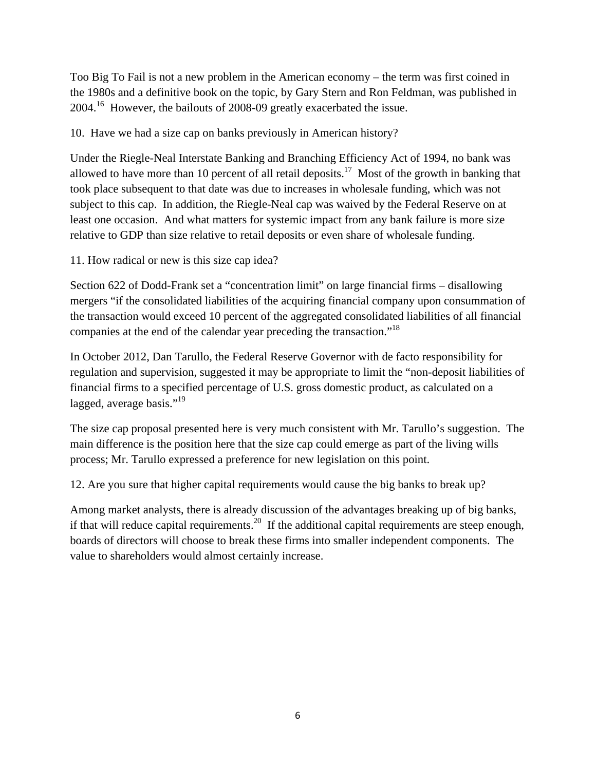Too Big To Fail is not a new problem in the American economy – the term was first coined in the 1980s and a definitive book on the topic, by Gary Stern and Ron Feldman, was published in 2004.[16] However, the bailouts of 2008-09 greatly exacerbated the issue.

10. Have we had a size cap on banks previously in American history?

Under the Riegle-Neal Interstate Banking and Branching Efficiency Act of 1994, no bank was allowed to have more than 10 percent of all retail deposits.[17] Most of the growth in banking that took place subsequent to that date was due to increases in wholesale funding, which was not subject to this cap. In addition, the Riegle-Neal cap was waived by the Federal Reserve on at least one occasion. And what matters for systemic impact from any bank failure is more size relative to GDP than size relative to retail deposits or even share of wholesale funding.

11. How radical or new is this size cap idea?

Section 622 of Dodd-Frank set a "concentration limit" on large financial firms – disallowing mergers "if the consolidated liabilities of the acquiring financial company upon consummation of the transaction would exceed 10 percent of the aggregated consolidated liabilities of all financial companies at the end of the calendar year preceding the transaction."[18]

In October 2012, Dan Tarullo, the Federal Reserve Governor with de facto responsibility for regulation and supervision, suggested it may be appropriate to limit the "non-deposit liabilities of financial firms to a specified percentage of U.S. gross domestic product, as calculated on a lagged, average basis."[19]

The size cap proposal presented here is very much consistent with Mr. Tarullo's suggestion. The main difference is the position here that the size cap could emerge as part of the living wills process; Mr. Tarullo expressed a preference for new legislation on this point.

12. Are you sure that higher capital requirements would cause the big banks to break up?

Among market analysts, there is already discussion of the advantages breaking up of big banks, if that will reduce capital requirements.[20] If the additional capital requirements are steep enough, boards of directors will choose to break these firms into smaller independent components. The value to shareholders would almost certainly increase.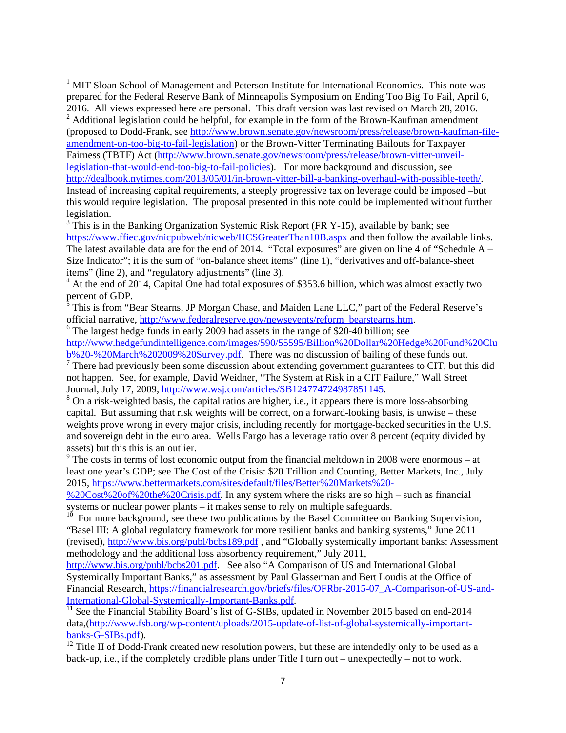[1] MIT Sloan School of Management and Peterson Institute for International Economics. This note was prepared for the Federal Reserve Bank of Minneapolis Symposium on Ending Too Big To Fail, April 6, 2016. All views expressed here are personal. This draft version was last revised on March 28, 2016.

[2] Additional legislation could be helpful, for example in the form of the Brown-Kaufman amendment (proposed to Dodd-Frank, see http://www.brown.senate.gov/newsroom/press/release/brown-kaufman-file-amendment-on-too-big-to-fail-legislation) or the Brown-Vitter Terminating Bailouts for Taxpayer Fairness (TBTF) Act (http://www.brown.senate.gov/newsroom/press/release/brown-vitter-unveil-legislation-that-would-end-too-big-to-fail-policies). For more background and discussion, see http://dealbook.nytimes.com/2013/05/01/in-brown-vitter-bill-a-banking-overhaul-with-possible-teeth/. Instead of increasing capital requirements, a steeply progressive tax on leverage could be imposed –but this would require legislation. The proposal presented in this note could be implemented without further legislation.

[3] This is in the Banking Organization Systemic Risk Report (FR Y-15), available by bank; see https://www.ffiec.gov/nicpubweb/nicweb/HCSGreaterThan10B.aspx and then follow the available links. The latest available data are for the end of 2014. "Total exposures" are given on line 4 of "Schedule A – Size Indicator"; it is the sum of "on-balance sheet items" (line 1), "derivatives and off-balance-sheet items" (line 2), and "regulatory adjustments" (line 3).

[4] At the end of 2014, Capital One had total exposures of $353.6 billion, which was almost exactly two percent of GDP.

[5] This is from "Bear Stearns, JP Morgan Chase, and Maiden Lane LLC," part of the Federal Reserve's official narrative, http://www.federalreserve.gov/newsevents/reform_bearstearns.htm.

[6] The largest hedge funds in early 2009 had assets in the range of $20-40 billion; see http://www.hedgefundintelligence.com/images/590/55595/Billion%20Dollar%20Hedge%20Fund%20Club%20-%20March%202009%20Survey.pdf. There was no discussion of bailing of these funds out.

[7] There had previously been some discussion about extending government guarantees to CIT, but this did not happen. See, for example, David Weidner, "The System at Risk in a CIT Failure," Wall Street Journal, July 17, 2009, http://www.wsj.com/articles/SB124774724987851145.

[8] On a risk-weighted basis, the capital ratios are higher, i.e., it appears there is more loss-absorbing capital. But assuming that risk weights will be correct, on a forward-looking basis, is unwise – these weights prove wrong in every major crisis, including recently for mortgage-backed securities in the U.S. and sovereign debt in the euro area. Wells Fargo has a leverage ratio over 8 percent (equity divided by assets) but this this is an outlier.

[9] The costs in terms of lost economic output from the financial meltdown in 2008 were enormous – at least one year's GDP; see The Cost of the Crisis: $20 Trillion and Counting, Better Markets, Inc., July 2015, https://www.bettermarkets.com/sites/default/files/Better%20Markets%20-%20Cost%20of%20the%20Crisis.pdf. In any system where the risks are so high – such as financial systems or nuclear power plants – it makes sense to rely on multiple safeguards.

[10] For more background, see these two publications by the Basel Committee on Banking Supervision, "Basel III: A global regulatory framework for more resilient banks and banking systems," June 2011 (revised), http://www.bis.org/publ/bcbs189.pdf , and "Globally systemically important banks: Assessment methodology and the additional loss absorbency requirement," July 2011, http://www.bis.org/publ/bcbs201.pdf. See also "A Comparison of US and International Global Systemically Important Banks," as assessment by Paul Glasserman and Bert Loudis at the Office of Financial Research, https://financialresearch.gov/briefs/files/OFRbr-2015-07_A-Comparison-of-US-and-International-Global-Systemically-Important-Banks.pdf.

[11] See the Financial Stability Board's list of G-SIBs, updated in November 2015 based on end-2014 data,(http://www.fsb.org/wp-content/uploads/2015-update-of-list-of-global-systemically-important-banks-G-SIBs.pdf).

[12] Title II of Dodd-Frank created new resolution powers, but these are intendedly only to be used as a back-up, i.e., if the completely credible plans under Title I turn out – unexpectedly – not to work.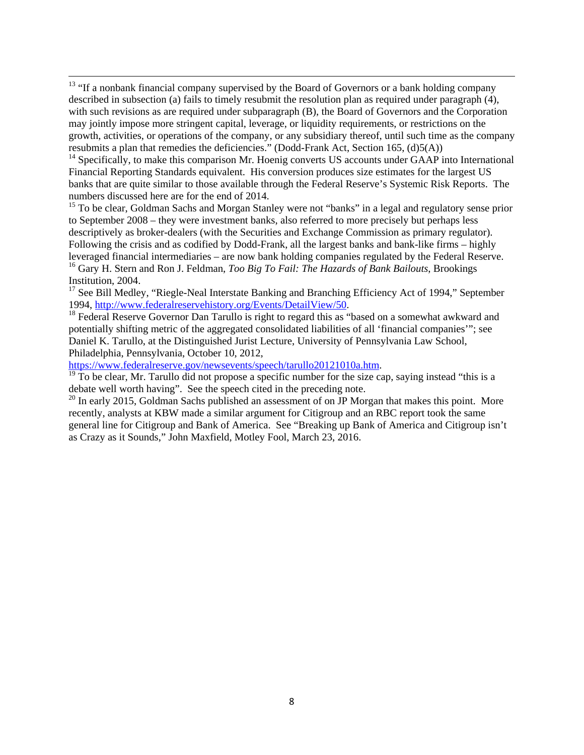[13] "If a nonbank financial company supervised by the Board of Governors or a bank holding company described in subsection (a) fails to timely resubmit the resolution plan as required under paragraph (4), with such revisions as are required under subparagraph (B), the Board of Governors and the Corporation may jointly impose more stringent capital, leverage, or liquidity requirements, or restrictions on the growth, activities, or operations of the company, or any subsidiary thereof, until such time as the company resubmits a plan that remedies the deficiencies." (Dodd-Frank Act, Section 165, (d)5(A))

[14] Specifically, to make this comparison Mr. Hoenig converts US accounts under GAAP into International Financial Reporting Standards equivalent. His conversion produces size estimates for the largest US banks that are quite similar to those available through the Federal Reserve's Systemic Risk Reports. The numbers discussed here are for the end of 2014.

[15] To be clear, Goldman Sachs and Morgan Stanley were not "banks" in a legal and regulatory sense prior to September 2008 – they were investment banks, also referred to more precisely but perhaps less descriptively as broker-dealers (with the Securities and Exchange Commission as primary regulator). Following the crisis and as codified by Dodd-Frank, all the largest banks and bank-like firms – highly leveraged financial intermediaries – are now bank holding companies regulated by the Federal Reserve.

[16] Gary H. Stern and Ron J. Feldman, *Too Big To Fail: The Hazards of Bank Bailouts*, Brookings Institution, 2004.

[17] See Bill Medley, "Riegle-Neal Interstate Banking and Branching Efficiency Act of 1994," September 1994, http://www.federalreservehistory.org/Events/DetailView/50.

[18] Federal Reserve Governor Dan Tarullo is right to regard this as "based on a somewhat awkward and potentially shifting metric of the aggregated consolidated liabilities of all 'financial companies'"; see Daniel K. Tarullo, at the Distinguished Jurist Lecture, University of Pennsylvania Law School, Philadelphia, Pennsylvania, October 10, 2012, https://www.federalreserve.gov/newsevents/speech/tarullo20121010a.htm.

[19] To be clear, Mr. Tarullo did not propose a specific number for the size cap, saying instead "this is a debate well worth having". See the speech cited in the preceding note.

[20] In early 2015, Goldman Sachs published an assessment of on JP Morgan that makes this point. More recently, analysts at KBW made a similar argument for Citigroup and an RBC report took the same general line for Citigroup and Bank of America. See "Breaking up Bank of America and Citigroup isn't as Crazy as it Sounds," John Maxfield, Motley Fool, March 23, 2016.